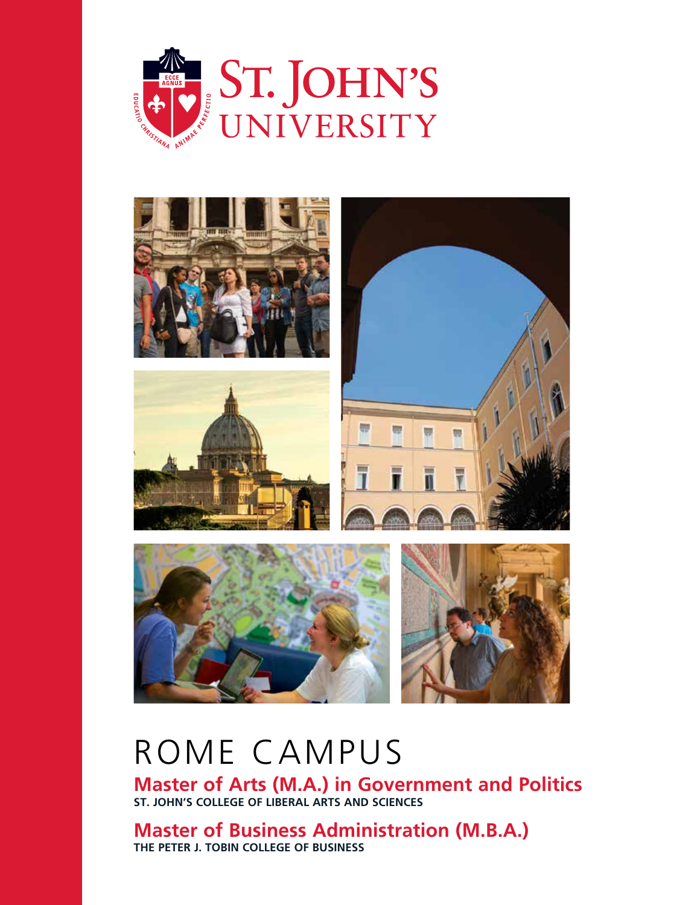# ROME CAMPUS

## Master of Arts (M.A.) in Government and Politics

**ST. JOHN'S COLLEGE OF LIBERAL ARTS AND SCIENCES**

## Master of Business Administration (M.B.A.)

**THE PETER J. TOBIN COLLEGE OF BUSINESS**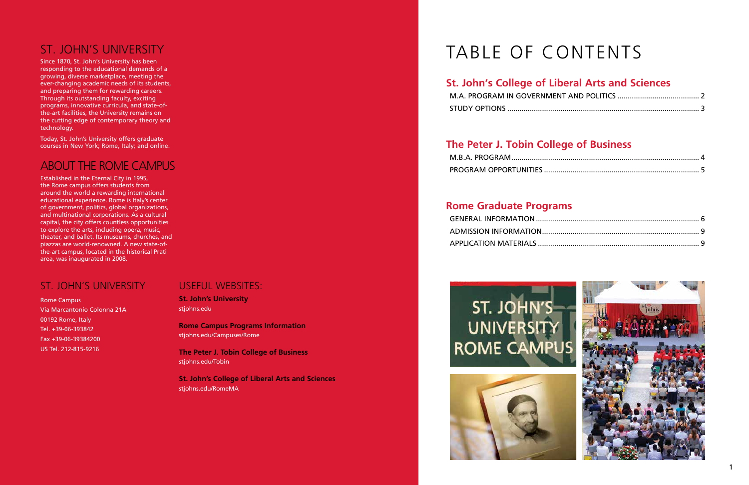# ST. JOHN'S UNIVERSITY

Since 1870, St. John's University has been responding to the educational demands of a growing, diverse marketplace, meeting the ever-changing academic needs of its students, and preparing them for rewarding careers. Through its outstanding faculty, exciting programs, innovative curricula, and state-of-the-art facilities, the University remains on the cutting edge of contemporary theory and technology.

Today, St. John's University offers graduate courses in New York; Rome, Italy; and online.

# ABOUT THE ROME CAMPUS

Established in the Eternal City in 1995, the Rome campus offers students from around the world a rewarding international educational experience. Rome is Italy's center of government, politics, global organizations, and multinational corporations. As a cultural capital, the city offers countless opportunities to explore the arts, including opera, music, theater, and ballet. Its museums, churches, and piazzas are world-renowned. A new state-of-the-art campus, located in the historical Prati area, was inaugurated in 2008.

# ST. JOHN'S UNIVERSITY

Rome Campus
Via Marcantonio Colonna 21A
00192 Rome, Italy
Tel. +39-06-393842
Fax +39-06-39384200
US Tel. 212-815-9216

# USEFUL WEBSITES:

**St. John's University**
stjohns.edu

**Rome Campus Programs Information**
stjohns.edu/Campuses/Rome

**The Peter J. Tobin College of Business**
stjohns.edu/Tobin

**St. John's College of Liberal Arts and Sciences**
stjohns.edu/RomeMA

# TABLE OF CONTENTS

## St. John's College of Liberal Arts and Sciences

M.A. PROGRAM IN GOVERNMENT AND POLITICS ........ 2
STUDY OPTIONS ........ 3

## The Peter J. Tobin College of Business

M.B.A. PROGRAM ........ 4
PROGRAM OPPORTUNITIES ........ 5

## Rome Graduate Programs

GENERAL INFORMATION ........ 6
ADMISSION INFORMATION ........ 9
APPLICATION MATERIALS ........ 9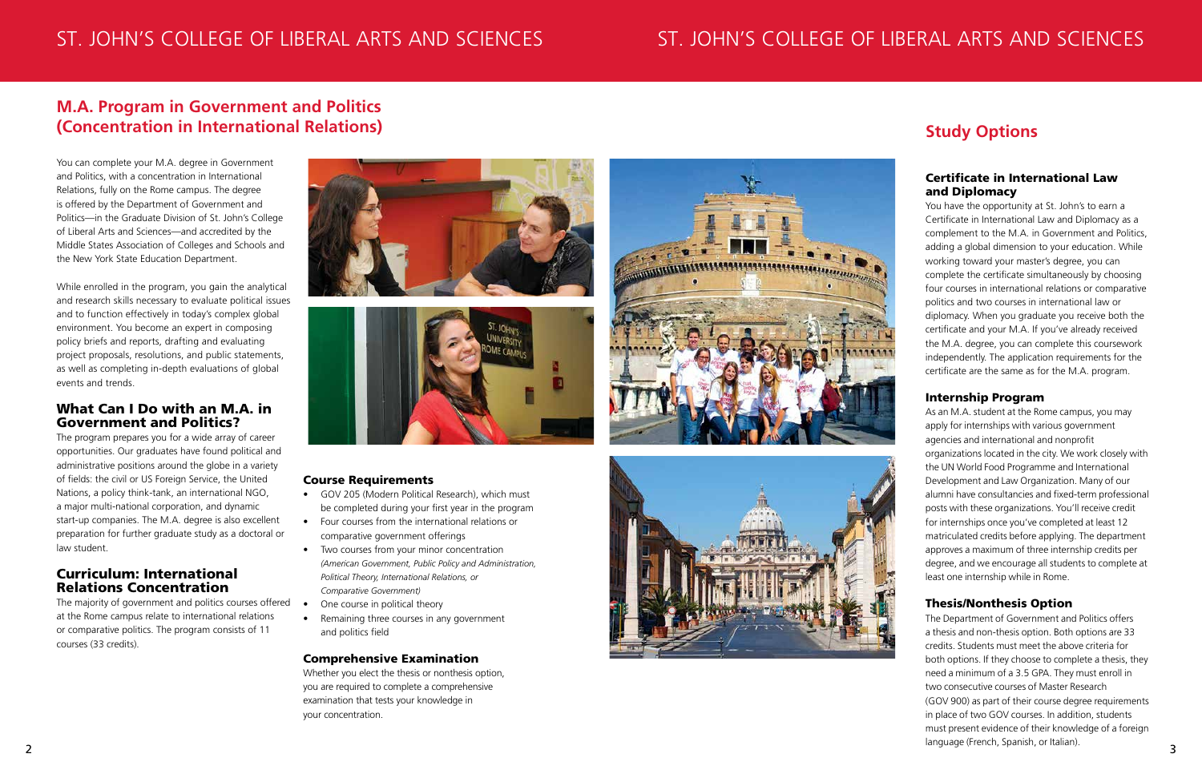## M.A. Program in Government and Politics (Concentration in International Relations)

You can complete your M.A. degree in Government and Politics, with a concentration in International Relations, fully on the Rome campus. The degree is offered by the Department of Government and Politics—in the Graduate Division of St. John's College of Liberal Arts and Sciences—and accredited by the Middle States Association of Colleges and Schools and the New York State Education Department.

While enrolled in the program, you gain the analytical and research skills necessary to evaluate political issues and to function effectively in today's complex global environment. You become an expert in composing policy briefs and reports, drafting and evaluating project proposals, resolutions, and public statements, as well as completing in-depth evaluations of global events and trends.

### What Can I Do with an M.A. in Government and Politics?

The program prepares you for a wide array of career opportunities. Our graduates have found political and administrative positions around the globe in a variety of fields: the civil or US Foreign Service, the United Nations, a policy think-tank, an international NGO, a major multi-national corporation, and dynamic start-up companies. The M.A. degree is also excellent preparation for further graduate study as a doctoral or law student.

### Curriculum: International Relations Concentration

The majority of government and politics courses offered at the Rome campus relate to international relations or comparative politics. The program consists of 11 courses (33 credits).

### Course Requirements

- GOV 205 (Modern Political Research), which must be completed during your first year in the program
- Four courses from the international relations or comparative government offerings
- Two courses from your minor concentration *(American Government, Public Policy and Administration, Political Theory, International Relations, or Comparative Government)*
- One course in political theory
- Remaining three courses in any government and politics field

### Comprehensive Examination

Whether you elect the thesis or nonthesis option, you are required to complete a comprehensive examination that tests your knowledge in your concentration.

## Study Options

### Certificate in International Law and Diplomacy

You have the opportunity at St. John's to earn a Certificate in International Law and Diplomacy as a complement to the M.A. in Government and Politics, adding a global dimension to your education. While working toward your master's degree, you can complete the certificate simultaneously by choosing four courses in international relations or comparative politics and two courses in international law or diplomacy. When you graduate you receive both the certificate and your M.A. If you've already received the M.A. degree, you can complete this coursework independently. The application requirements for the certificate are the same as for the M.A. program.

### Internship Program

As an M.A. student at the Rome campus, you may apply for internships with various government agencies and international and nonprofit organizations located in the city. We work closely with the UN World Food Programme and International Development and Law Organization. Many of our alumni have consultancies and fixed-term professional posts with these organizations. You'll receive credit for internships once you've completed at least 12 matriculated credits before applying. The department approves a maximum of three internship credits per degree, and we encourage all students to complete at least one internship while in Rome.

### Thesis/Nonthesis Option

The Department of Government and Politics offers a thesis and non-thesis option. Both options are 33 credits. Students must meet the above criteria for both options. If they choose to complete a thesis, they need a minimum of a 3.5 GPA. They must enroll in two consecutive courses of Master Research (GOV 900) as part of their course degree requirements in place of two GOV courses. In addition, students must present evidence of their knowledge of a foreign language (French, Spanish, or Italian).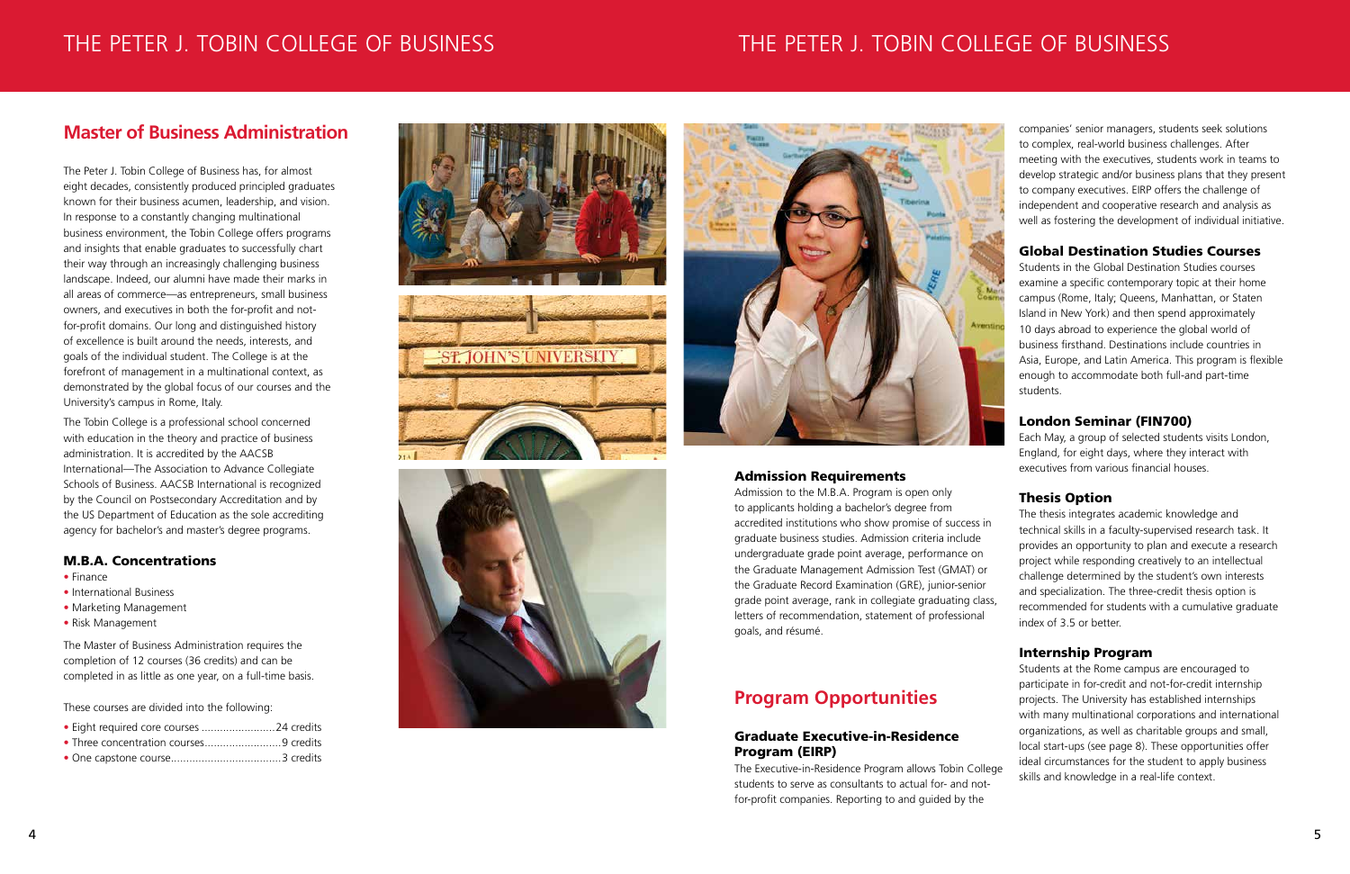## Master of Business Administration

The Peter J. Tobin College of Business has, for almost eight decades, consistently produced principled graduates known for their business acumen, leadership, and vision. In response to a constantly changing multinational business environment, the Tobin College offers programs and insights that enable graduates to successfully chart their way through an increasingly challenging business landscape. Indeed, our alumni have made their marks in all areas of commerce—as entrepreneurs, small business owners, and executives in both the for-profit and not-for-profit domains. Our long and distinguished history of excellence is built around the needs, interests, and goals of the individual student. The College is at the forefront of management in a multinational context, as demonstrated by the global focus of our courses and the University's campus in Rome, Italy.

The Tobin College is a professional school concerned with education in the theory and practice of business administration. It is accredited by the AACSB International—The Association to Advance Collegiate Schools of Business. AACSB International is recognized by the Council on Postsecondary Accreditation and by the US Department of Education as the sole accrediting agency for bachelor's and master's degree programs.

### M.B.A. Concentrations

- Finance
- International Business
- Marketing Management
- Risk Management

The Master of Business Administration requires the completion of 12 courses (36 credits) and can be completed in as little as one year, on a full-time basis.

These courses are divided into the following:

- Eight required core courses ........................24 credits
- Three concentration courses.........................9 credits
- One capstone course....................................3 credits

### Admission Requirements

Admission to the M.B.A. Program is open only to applicants holding a bachelor's degree from accredited institutions who show promise of success in graduate business studies. Admission criteria include undergraduate grade point average, performance on the Graduate Management Admission Test (GMAT) or the Graduate Record Examination (GRE), junior-senior grade point average, rank in collegiate graduating class, letters of recommendation, statement of professional goals, and résumé.

## Program Opportunities

### Graduate Executive-in-Residence Program (EIRP)

The Executive-in-Residence Program allows Tobin College students to serve as consultants to actual for- and not-for-profit companies. Reporting to and guided by the companies' senior managers, students seek solutions to complex, real-world business challenges. After meeting with the executives, students work in teams to develop strategic and/or business plans that they present to company executives. EIRP offers the challenge of independent and cooperative research and analysis as well as fostering the development of individual initiative.

### Global Destination Studies Courses

Students in the Global Destination Studies courses examine a specific contemporary topic at their home campus (Rome, Italy; Queens, Manhattan, or Staten Island in New York) and then spend approximately 10 days abroad to experience the global world of business firsthand. Destinations include countries in Asia, Europe, and Latin America. This program is flexible enough to accommodate both full-and part-time students.

### London Seminar (FIN700)

Each May, a group of selected students visits London, England, for eight days, where they interact with executives from various financial houses.

### Thesis Option

The thesis integrates academic knowledge and technical skills in a faculty-supervised research task. It provides an opportunity to plan and execute a research project while responding creatively to an intellectual challenge determined by the student's own interests and specialization. The three-credit thesis option is recommended for students with a cumulative graduate index of 3.5 or better.

### Internship Program

Students at the Rome campus are encouraged to participate in for-credit and not-for-credit internship projects. The University has established internships with many multinational corporations and international organizations, as well as charitable groups and small, local start-ups (see page 8). These opportunities offer ideal circumstances for the student to apply business skills and knowledge in a real-life context.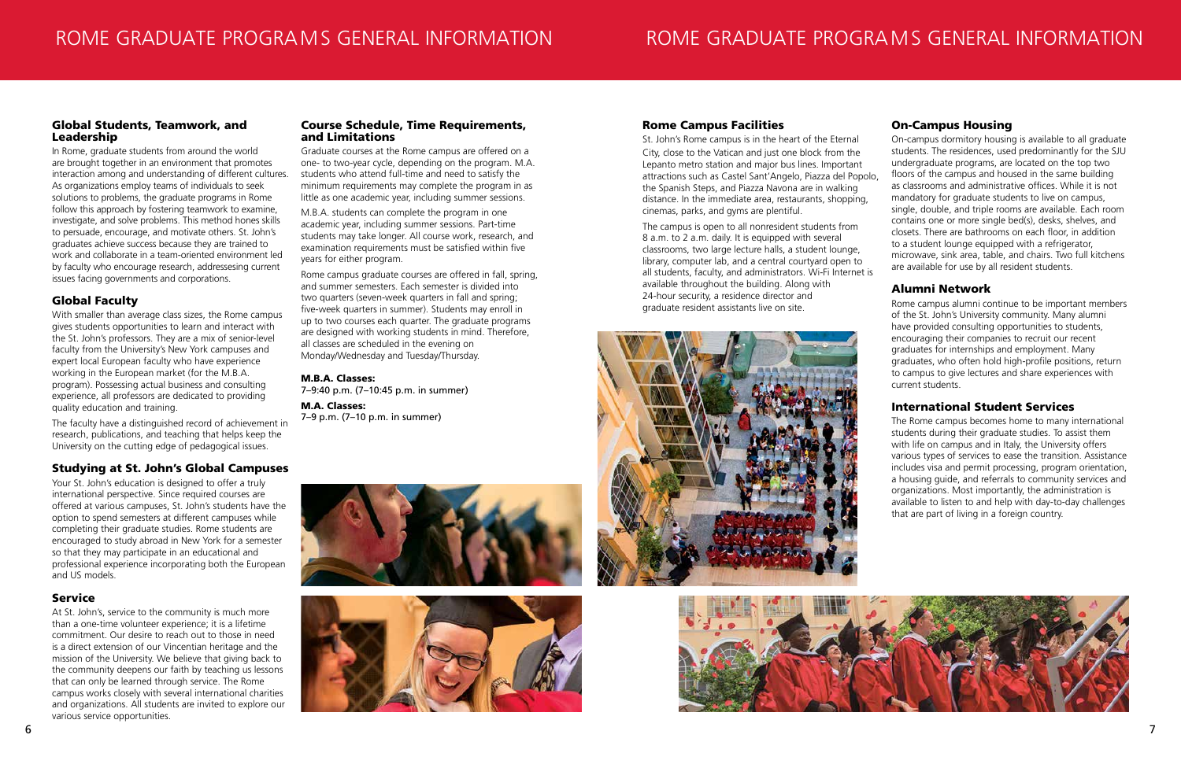# ROME GRADUATE PROGRAMS GENERAL INFORMATION

## Global Students, Teamwork, and Leadership

In Rome, graduate students from around the world are brought together in an environment that promotes interaction among and understanding of different cultures. As organizations employ teams of individuals to seek solutions to problems, the graduate programs in Rome follow this approach by fostering teamwork to examine, investigate, and solve problems. This method hones skills to persuade, encourage, and motivate others. St. John's graduates achieve success because they are trained to work and collaborate in a team-oriented environment led by faculty who encourage research, addressesing current issues facing governments and corporations.

## Global Faculty

With smaller than average class sizes, the Rome campus gives students opportunities to learn and interact with the St. John's professors. They are a mix of senior-level faculty from the University's New York campuses and expert local European faculty who have experience working in the European market (for the M.B.A. program). Possessing actual business and consulting experience, all professors are dedicated to providing quality education and training.

The faculty have a distinguished record of achievement in research, publications, and teaching that helps keep the University on the cutting edge of pedagogical issues.

## Studying at St. John's Global Campuses

Your St. John's education is designed to offer a truly international perspective. Since required courses are offered at various campuses, St. John's students have the option to spend semesters at different campuses while completing their graduate studies. Rome students are encouraged to study abroad in New York for a semester so that they may participate in an educational and professional experience incorporating both the European and US models.

## Service

At St. John's, service to the community is much more than a one-time volunteer experience; it is a lifetime commitment. Our desire to reach out to those in need is a direct extension of our Vincentian heritage and the mission of the University. We believe that giving back to the community deepens our faith by teaching us lessons that can only be learned through service. The Rome campus works closely with several international charities and organizations. All students are invited to explore our various service opportunities.

## Course Schedule, Time Requirements, and Limitations

Graduate courses at the Rome campus are offered on a one- to two-year cycle, depending on the program. M.A. students who attend full-time and need to satisfy the minimum requirements may complete the program in as little as one academic year, including summer sessions.

M.B.A. students can complete the program in one academic year, including summer sessions. Part-time students may take longer. All course work, research, and examination requirements must be satisfied within five years for either program.

Rome campus graduate courses are offered in fall, spring, and summer semesters. Each semester is divided into two quarters (seven-week quarters in fall and spring; five-week quarters in summer). Students may enroll in up to two courses each quarter. The graduate programs are designed with working students in mind. Therefore, all classes are scheduled in the evening on Monday/Wednesday and Tuesday/Thursday.

**M.B.A. Classes:**
7–9:40 p.m. (7–10:45 p.m. in summer)

**M.A. Classes:**
7–9 p.m. (7–10 p.m. in summer)

## Rome Campus Facilities

St. John's Rome campus is in the heart of the Eternal City, close to the Vatican and just one block from the Lepanto metro station and major bus lines. Important attractions such as Castel Sant'Angelo, Piazza del Popolo, the Spanish Steps, and Piazza Navona are in walking distance. In the immediate area, restaurants, shopping, cinemas, parks, and gyms are plentiful.

The campus is open to all nonresident students from 8 a.m. to 2 a.m. daily. It is equipped with several classrooms, two large lecture halls, a student lounge, library, computer lab, and a central courtyard open to all students, faculty, and administrators. Wi-Fi Internet is available throughout the building. Along with 24-hour security, a residence director and graduate resident assistants live on site.

## On-Campus Housing

On-campus dormitory housing is available to all graduate students. The residences, used predominantly for the SJU undergraduate programs, are located on the top two floors of the campus and housed in the same building as classrooms and administrative offices. While it is not mandatory for graduate students to live on campus, single, double, and triple rooms are available. Each room contains one or more single bed(s), desks, shelves, and closets. There are bathrooms on each floor, in addition to a student lounge equipped with a refrigerator, microwave, sink area, table, and chairs. Two full kitchens are available for use by all resident students.

## Alumni Network

Rome campus alumni continue to be important members of the St. John's University community. Many alumni have provided consulting opportunities to students, encouraging their companies to recruit our recent graduates for internships and employment. Many graduates, who often hold high-profile positions, return to campus to give lectures and share experiences with current students.

## International Student Services

The Rome campus becomes home to many international students during their graduate studies. To assist them with life on campus and in Italy, the University offers various types of services to ease the transition. Assistance includes visa and permit processing, program orientation, a housing guide, and referrals to community services and organizations. Most importantly, the administration is available to listen to and help with day-to-day challenges that are part of living in a foreign country.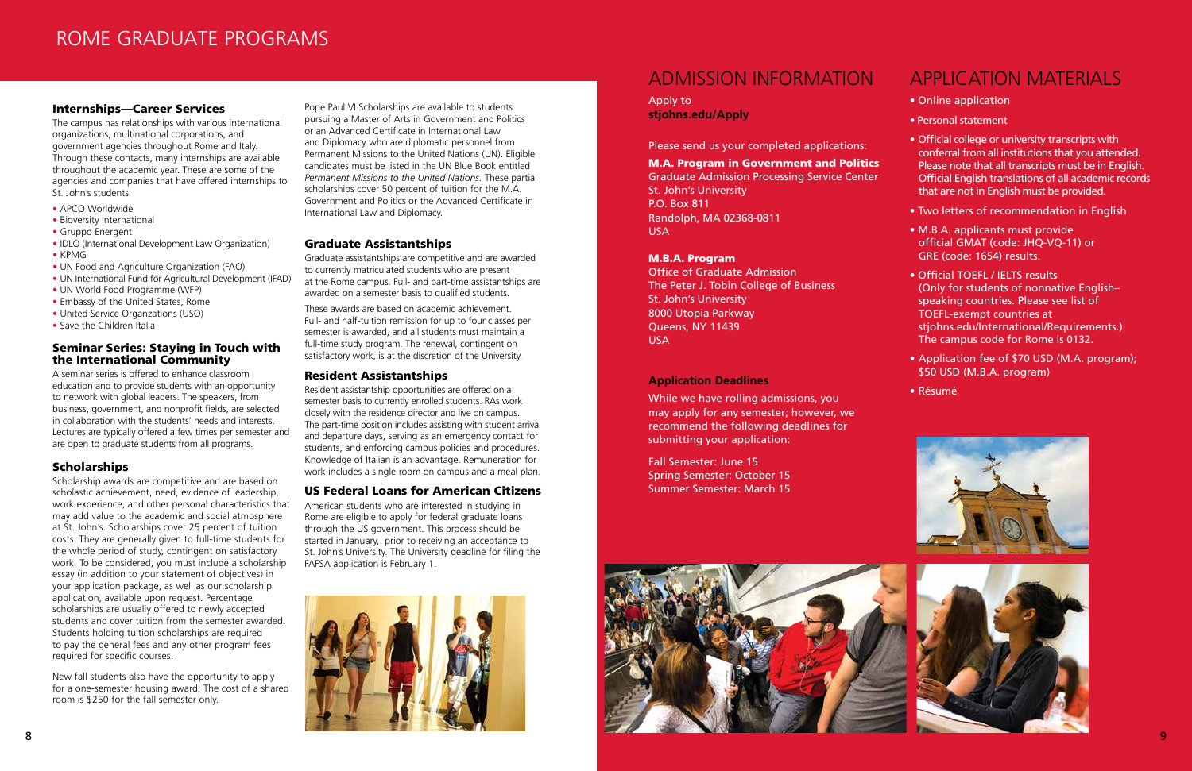# ROME GRADUATE PROGRAMS

### Internships—Career Services

The campus has relationships with various international organizations, multinational corporations, and government agencies throughout Rome and Italy. Through these contacts, many internships are available throughout the academic year. These are some of the agencies and companies that have offered internships to St. John's students:

- APCO Worldwide
- Bioversity International
- Gruppo Energent
- IDLO (International Development Law Organization)
- KPMG
- UN Food and Agriculture Organization (FAO)
- UN International Fund for Agricultural Development (IFAD)
- UN World Food Programme (WFP)
- Embassy of the United States, Rome
- United Service Organzations (USO)
- Save the Children Italia

### Seminar Series: Staying in Touch with the International Community

A seminar series is offered to enhance classroom education and to provide students with an opportunity to network with global leaders. The speakers, from business, government, and nonprofit fields, are selected in collaboration with the students' needs and interests. Lectures are typically offered a few times per semester and are open to graduate students from all programs.

### Scholarships

Scholarship awards are competitive and are based on scholastic achievement, need, evidence of leadership, work experience, and other personal characteristics that may add value to the academic and social atmosphere at St. John's. Scholarships cover 25 percent of tuition costs. They are generally given to full-time students for the whole period of study, contingent on satisfactory work. To be considered, you must include a scholarship essay (in addition to your statement of objectives) in your application package, as well as our scholarship application, available upon request. Percentage scholarships are usually offered to newly accepted students and cover tuition from the semester awarded. Students holding tuition scholarships are required to pay the general fees and any other program fees required for specific courses.

New fall students also have the opportunity to apply for a one-semester housing award. The cost of a shared room is $250 for the fall semester only.

Pope Paul VI Scholarships are available to students pursuing a Master of Arts in Government and Politics or an Advanced Certificate in International Law and Diplomacy who are diplomatic personnel from Permanent Missions to the United Nations (UN). Eligible candidates must be listed in the UN Blue Book entitled *Permanent Missions to the United Nations.* These partial scholarships cover 50 percent of tuition for the M.A. Government and Politics or the Advanced Certificate in International Law and Diplomacy.

### Graduate Assistantships

Graduate assistantships are competitive and are awarded to currently matriculated students who are present at the Rome campus. Full- and part-time assistantships are awarded on a semester basis to qualified students.

These awards are based on academic achievement. Full- and half-tuition remission for up to four classes per semester is awarded, and all students must maintain a full-time study program. The renewal, contingent on satisfactory work, is at the discretion of the University.

### Resident Assistantships

Resident assistantship opportunities are offered on a semester basis to currently enrolled students. RAs work closely with the residence director and live on campus. The part-time position includes assisting with student arrival and departure days, serving as an emergency contact for students, and enforcing campus policies and procedures. Knowledge of Italian is an advantage. Remuneration for work includes a single room on campus and a meal plan.

### US Federal Loans for American Citizens

American students who are interested in studying in Rome are eligible to apply for federal graduate loans through the US government. This process should be started in January, prior to receiving an acceptance to St. John's University. The University deadline for filing the FAFSA application is February 1.

## ADMISSION INFORMATION

Apply to
**stjohns.edu/Apply**

Please send us your completed applications:

**M.A. Program in Government and Politics**
Graduate Admission Processing Service Center
St. John's University
P.O. Box 811
Randolph, MA 02368-0811
USA

**M.B.A. Program**
Office of Graduate Admission
The Peter J. Tobin College of Business
St. John's University
8000 Utopia Parkway
Queens, NY 11439
USA

### Application Deadlines

While we have rolling admissions, you may apply for any semester; however, we recommend the following deadlines for submitting your application:

Fall Semester: June 15
Spring Semester: October 15
Summer Semester: March 15

## APPLICATION MATERIALS

- Online application
- Personal statement
- Official college or university transcripts with conferral from all institutions that you attended. Please note that all transcripts must be in English. Official English translations of all academic records that are not in English must be provided.
- Two letters of recommendation in English
- M.B.A. applicants must provide official GMAT (code: JHQ-VQ-11) or GRE (code: 1654) results.
- Official TOEFL / IELTS results (Only for students of nonnative English–speaking countries. Please see list of TOEFL-exempt countries at stjohns.edu/International/Requirements.) The campus code for Rome is 0132.
- Application fee of $70 USD (M.A. program); $50 USD (M.B.A. program)
- Résumé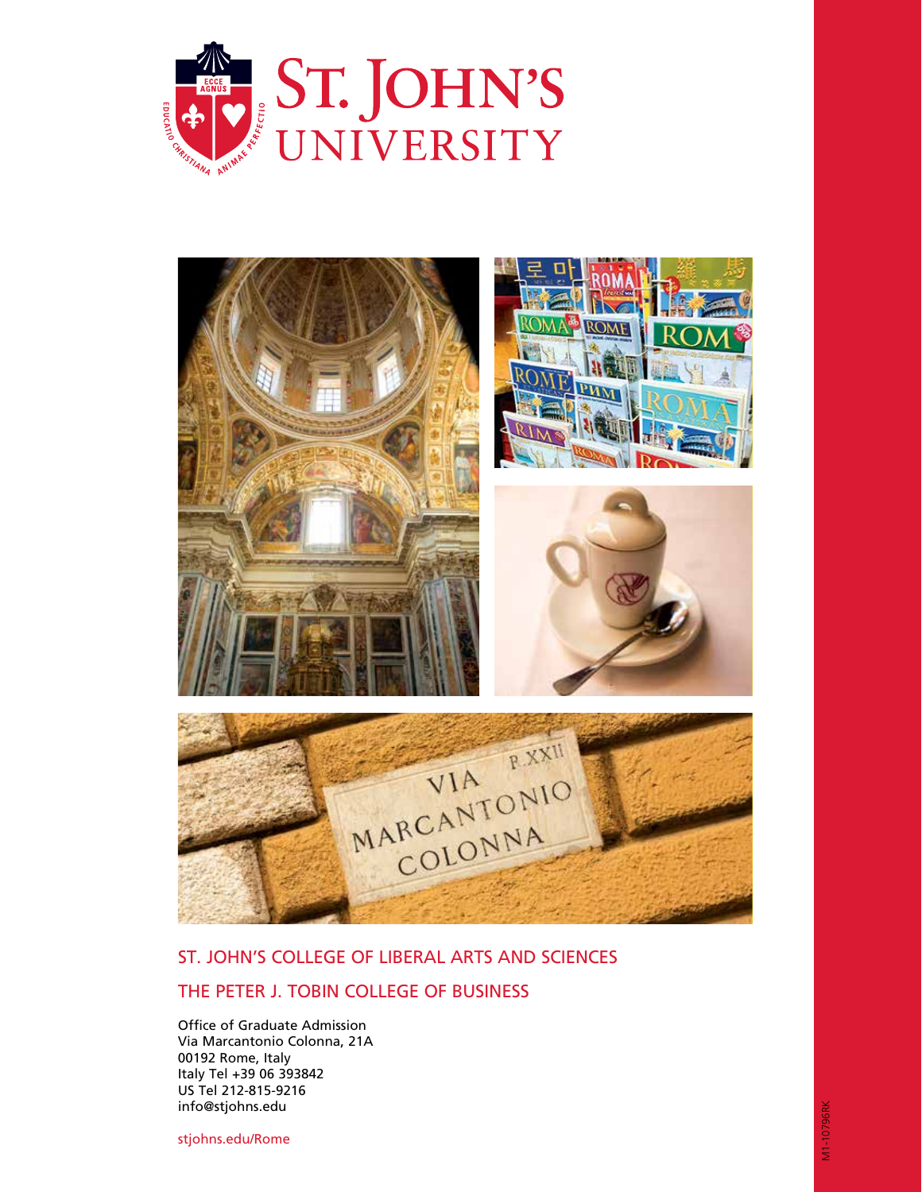# ST. JOHN'S UNIVERSITY

ST. JOHN'S COLLEGE OF LIBERAL ARTS AND SCIENCES

THE PETER J. TOBIN COLLEGE OF BUSINESS

Office of Graduate Admission
Via Marcantonio Colonna, 21A
00192 Rome, Italy
Italy Tel +39 06 393842
US Tel 212-815-9216
info@stjohns.edu

stjohns.edu/Rome

M1-10796RK